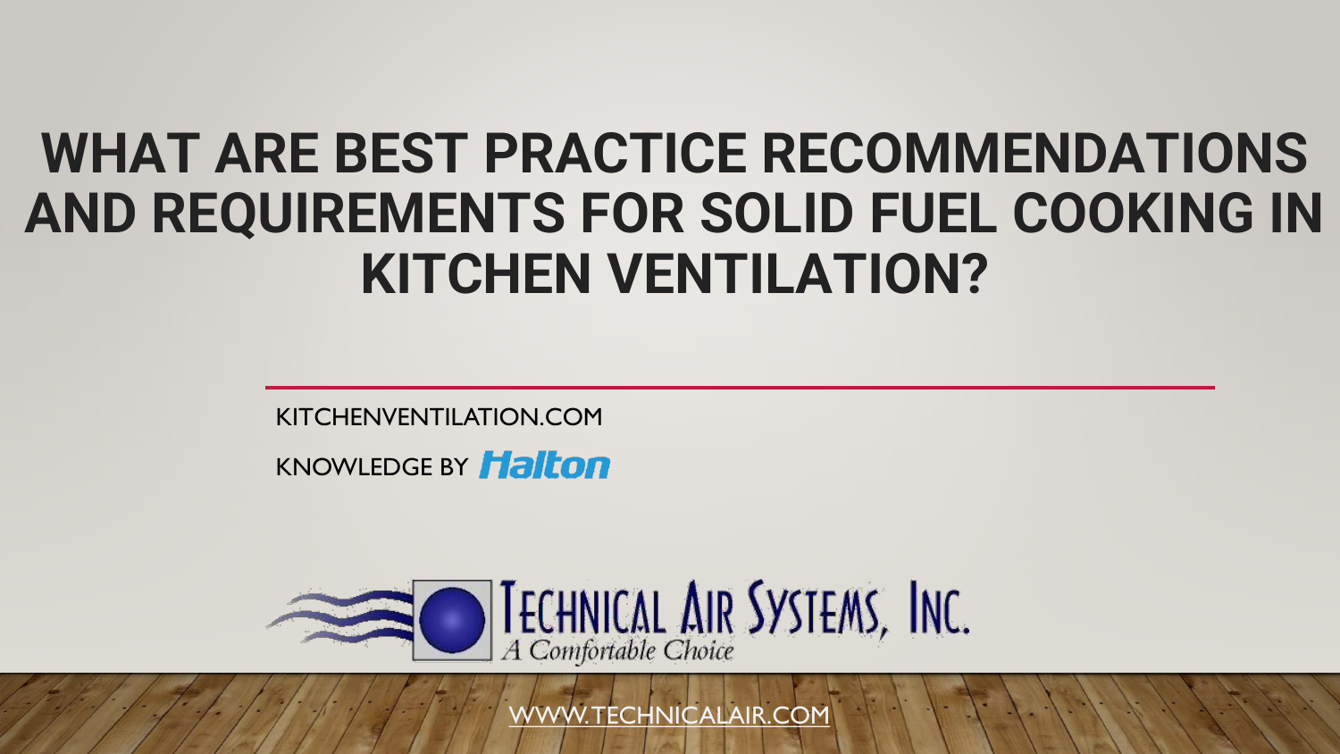# WHAT ARE BEST PRACTICE RECOMMENDATIONS AND REQUIREMENTS FOR SOLID FUEL COOKING IN KITCHEN VENTILATION?

KITCHENVENTILATION.COM

KNOWLEDGE BY Halton

TECHNICAL AIR SYSTEMS, INC.

*A Comfortable Choice*

WWW.TECHNICALAIR.COM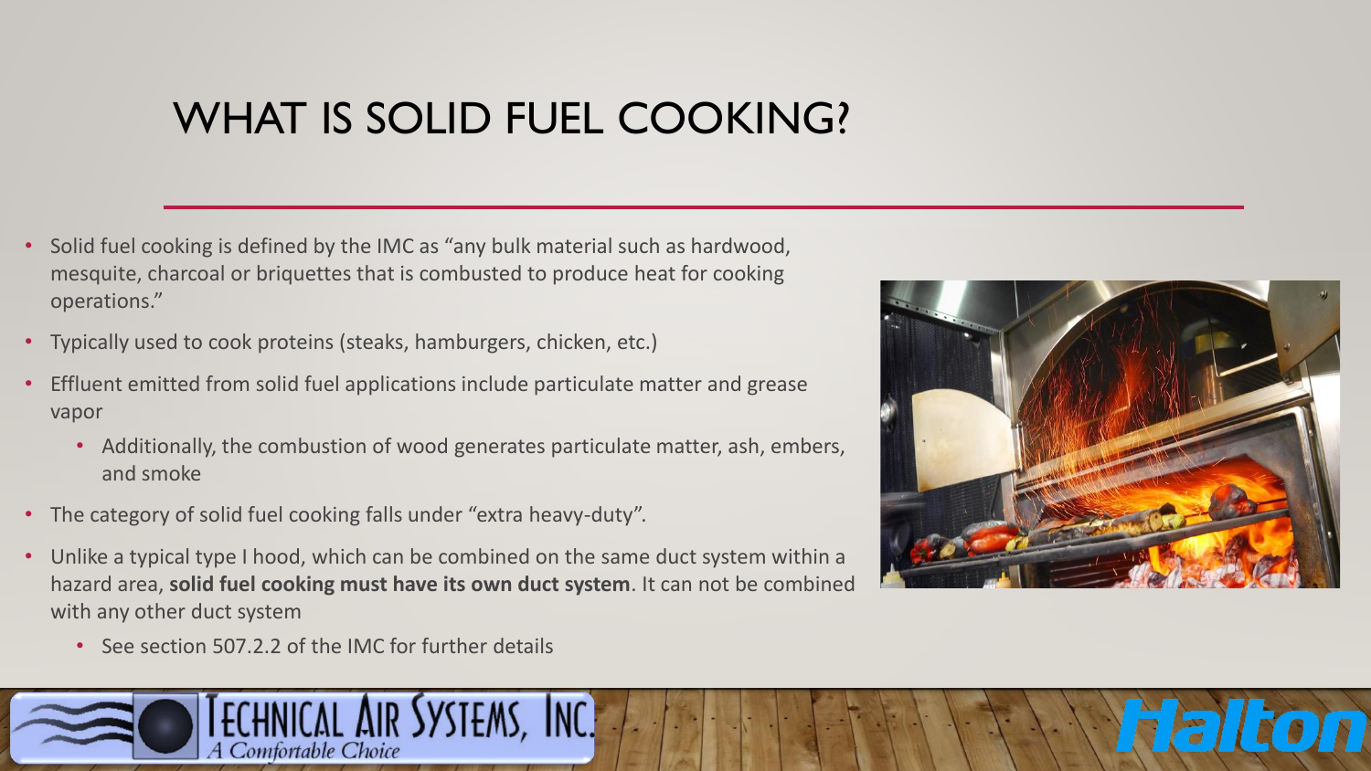# WHAT IS SOLID FUEL COOKING?

- Solid fuel cooking is defined by the IMC as "any bulk material such as hardwood, mesquite, charcoal or briquettes that is combusted to produce heat for cooking operations."
- Typically used to cook proteins (steaks, hamburgers, chicken, etc.)
- Effluent emitted from solid fuel applications include particulate matter and grease vapor
  - Additionally, the combustion of wood generates particulate matter, ash, embers, and smoke
- The category of solid fuel cooking falls under "extra heavy-duty".
- Unlike a typical type I hood, which can be combined on the same duct system within a hazard area, **solid fuel cooking must have its own duct system**. It can not be combined with any other duct system
  - See section 507.2.2 of the IMC for further details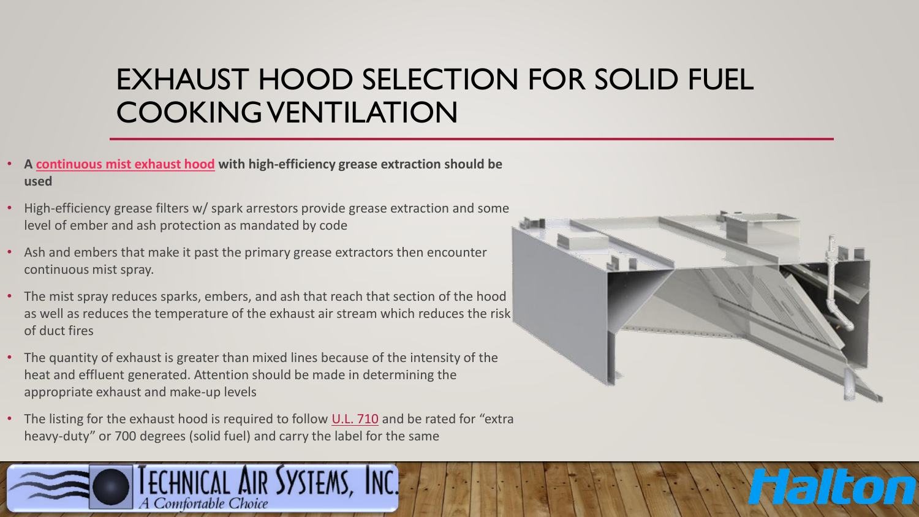# EXHAUST HOOD SELECTION FOR SOLID FUEL COOKING VENTILATION

- **A continuous mist exhaust hood with high-efficiency grease extraction should be used**
- High-efficiency grease filters w/ spark arrestors provide grease extraction and some level of ember and ash protection as mandated by code
- Ash and embers that make it past the primary grease extractors then encounter continuous mist spray.
- The mist spray reduces sparks, embers, and ash that reach that section of the hood as well as reduces the temperature of the exhaust air stream which reduces the risk of duct fires
- The quantity of exhaust is greater than mixed lines because of the intensity of the heat and effluent generated. Attention should be made in determining the appropriate exhaust and make-up levels
- The listing for the exhaust hood is required to follow U.L. 710 and be rated for "extra heavy-duty" or 700 degrees (solid fuel) and carry the label for the same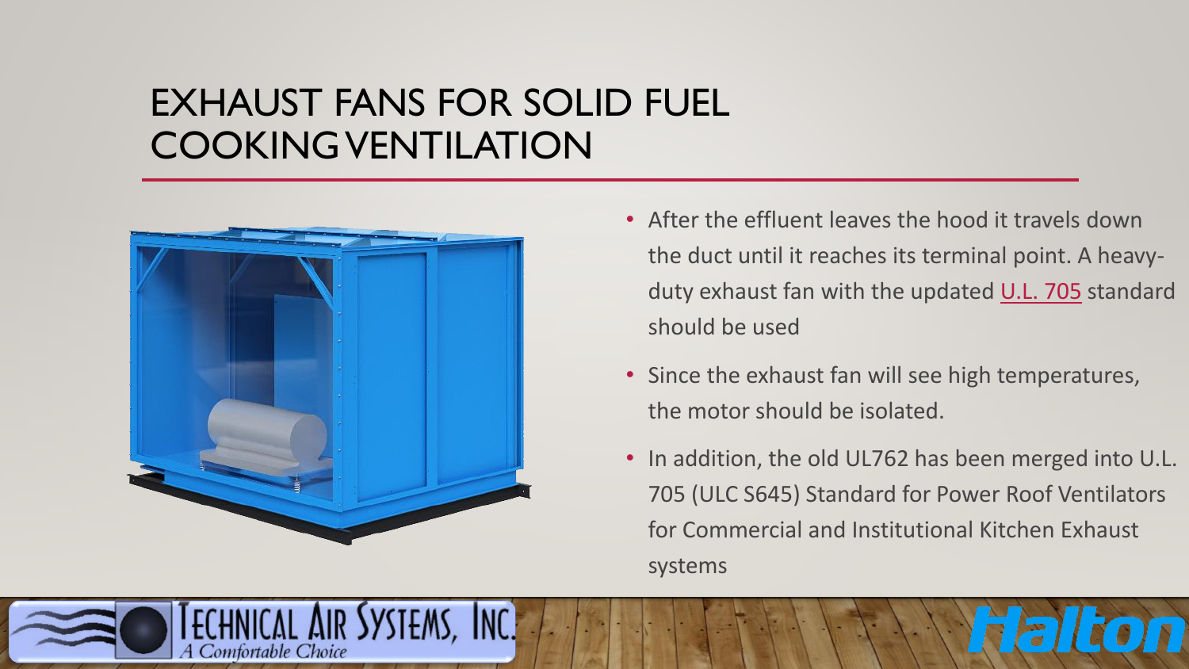# EXHAUST FANS FOR SOLID FUEL COOKING VENTILATION

- After the effluent leaves the hood it travels down the duct until it reaches its terminal point. A heavy-duty exhaust fan with the updated U.L. 705 standard should be used
- Since the exhaust fan will see high temperatures, the motor should be isolated.
- In addition, the old UL762 has been merged into U.L. 705 (ULC S645) Standard for Power Roof Ventilators for Commercial and Institutional Kitchen Exhaust systems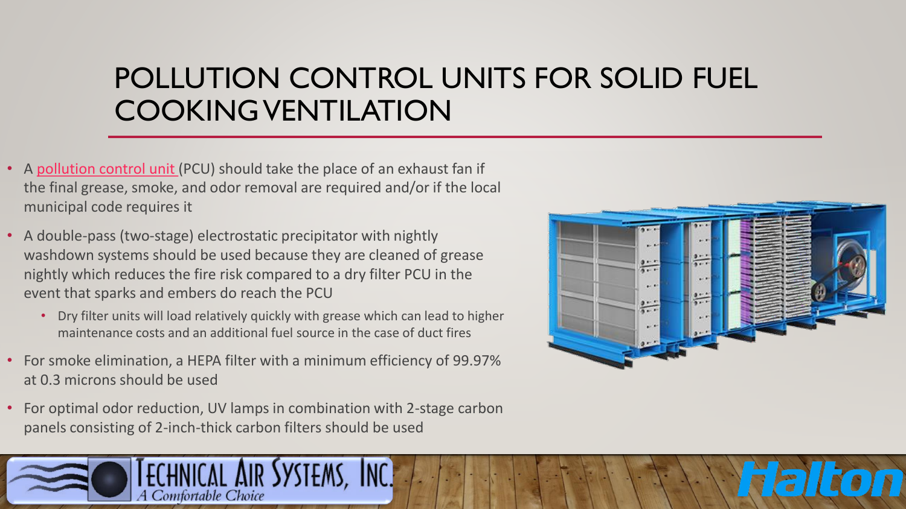# POLLUTION CONTROL UNITS FOR SOLID FUEL COOKING VENTILATION

- A pollution control unit (PCU) should take the place of an exhaust fan if the final grease, smoke, and odor removal are required and/or if the local municipal code requires it
- A double-pass (two-stage) electrostatic precipitator with nightly washdown systems should be used because they are cleaned of grease nightly which reduces the fire risk compared to a dry filter PCU in the event that sparks and embers do reach the PCU
  - Dry filter units will load relatively quickly with grease which can lead to higher maintenance costs and an additional fuel source in the case of duct fires
- For smoke elimination, a HEPA filter with a minimum efficiency of 99.97% at 0.3 microns should be used
- For optimal odor reduction, UV lamps in combination with 2-stage carbon panels consisting of 2-inch-thick carbon filters should be used

Technical Air Systems, Inc. *A Comfortable Choice*

Halton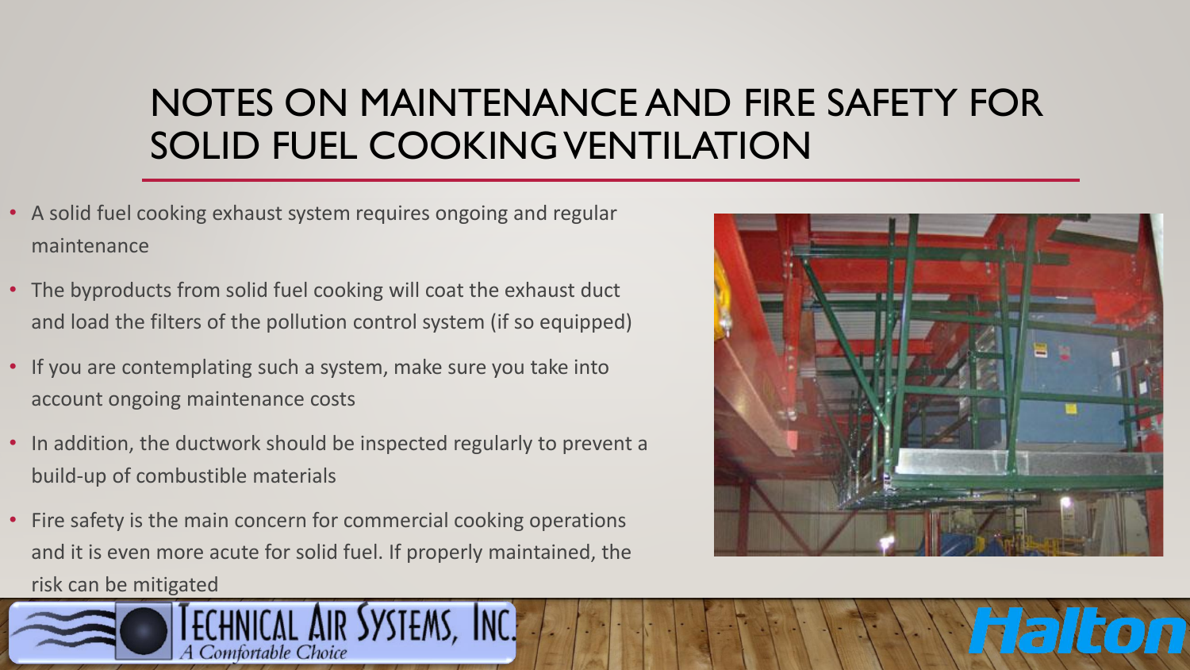# NOTES ON MAINTENANCE AND FIRE SAFETY FOR SOLID FUEL COOKING VENTILATION

- A solid fuel cooking exhaust system requires ongoing and regular maintenance
- The byproducts from solid fuel cooking will coat the exhaust duct and load the filters of the pollution control system (if so equipped)
- If you are contemplating such a system, make sure you take into account ongoing maintenance costs
- In addition, the ductwork should be inspected regularly to prevent a build-up of combustible materials
- Fire safety is the main concern for commercial cooking operations and it is even more acute for solid fuel. If properly maintained, the risk can be mitigated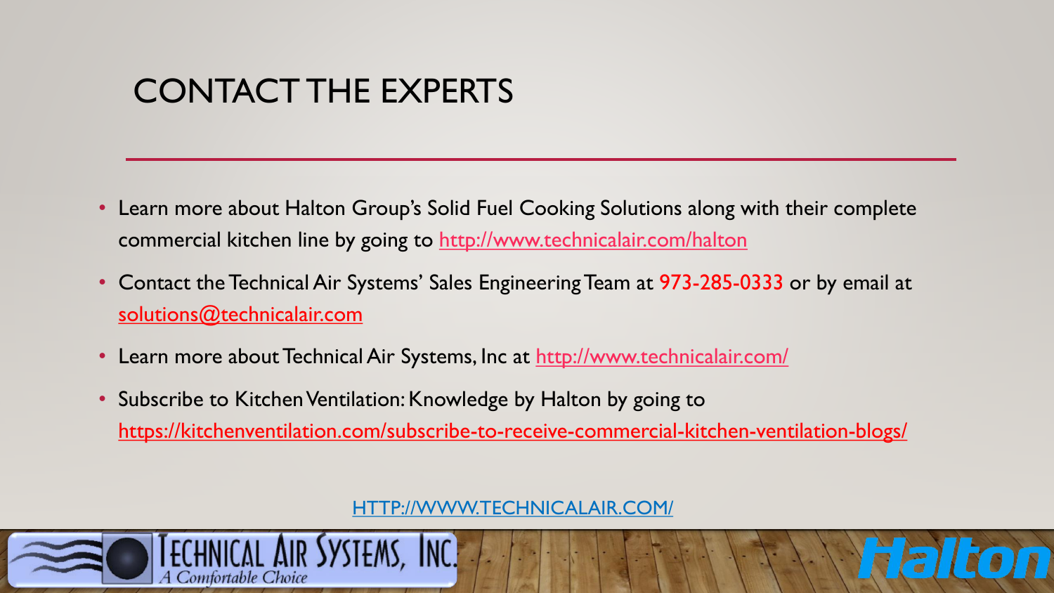# CONTACT THE EXPERTS

- Learn more about Halton Group's Solid Fuel Cooking Solutions along with their complete commercial kitchen line by going to http://www.technicalair.com/halton
- Contact the Technical Air Systems' Sales Engineering Team at 973-285-0333 or by email at solutions@technicalair.com
- Learn more about Technical Air Systems, Inc at http://www.technicalair.com/
- Subscribe to Kitchen Ventilation: Knowledge by Halton by going to https://kitchenventilation.com/subscribe-to-receive-commercial-kitchen-ventilation-blogs/

HTTP://WWW.TECHNICALAIR.COM/

TECHNICAL AIR SYSTEMS, INC.
*A Comfortable Choice*

Halton